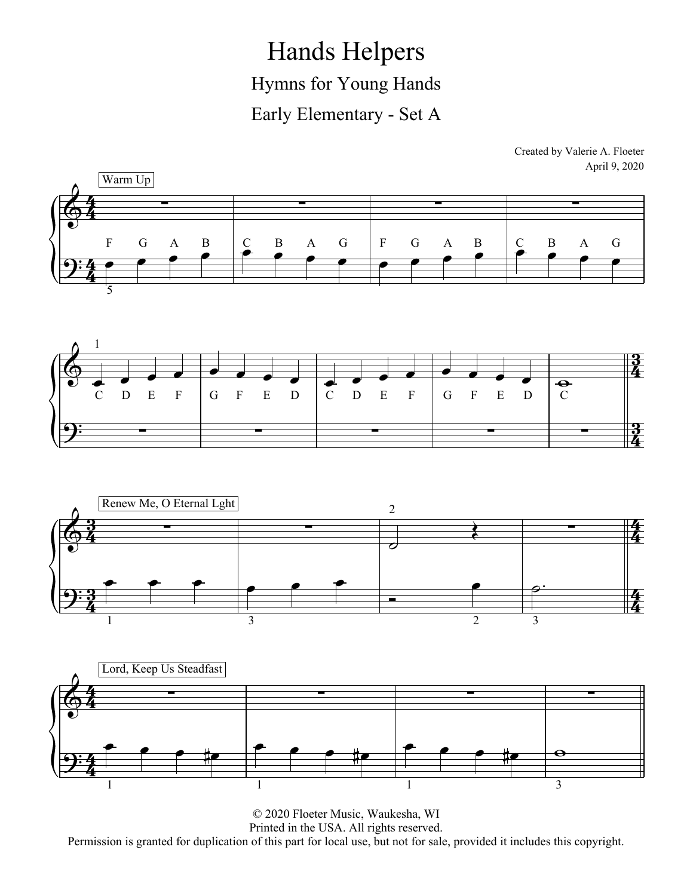# Hands Helpers

## Hymns for Young Hands

## Early Elementary - Set A

Created by Valerie A. Floeter
April 9, 2020

Warm Up

F G A B | C B A G | F G A B | C B A G

C D E F | G F E D | C D E F | G F E D | C

Renew Me, O Eternal Lght

Lord, Keep Us Steadfast

© 2020 Floeter Music, Waukesha, WI
Printed in the USA. All rights reserved.
Permission is granted for duplication of this part for local use, but not for sale, provided it includes this copyright.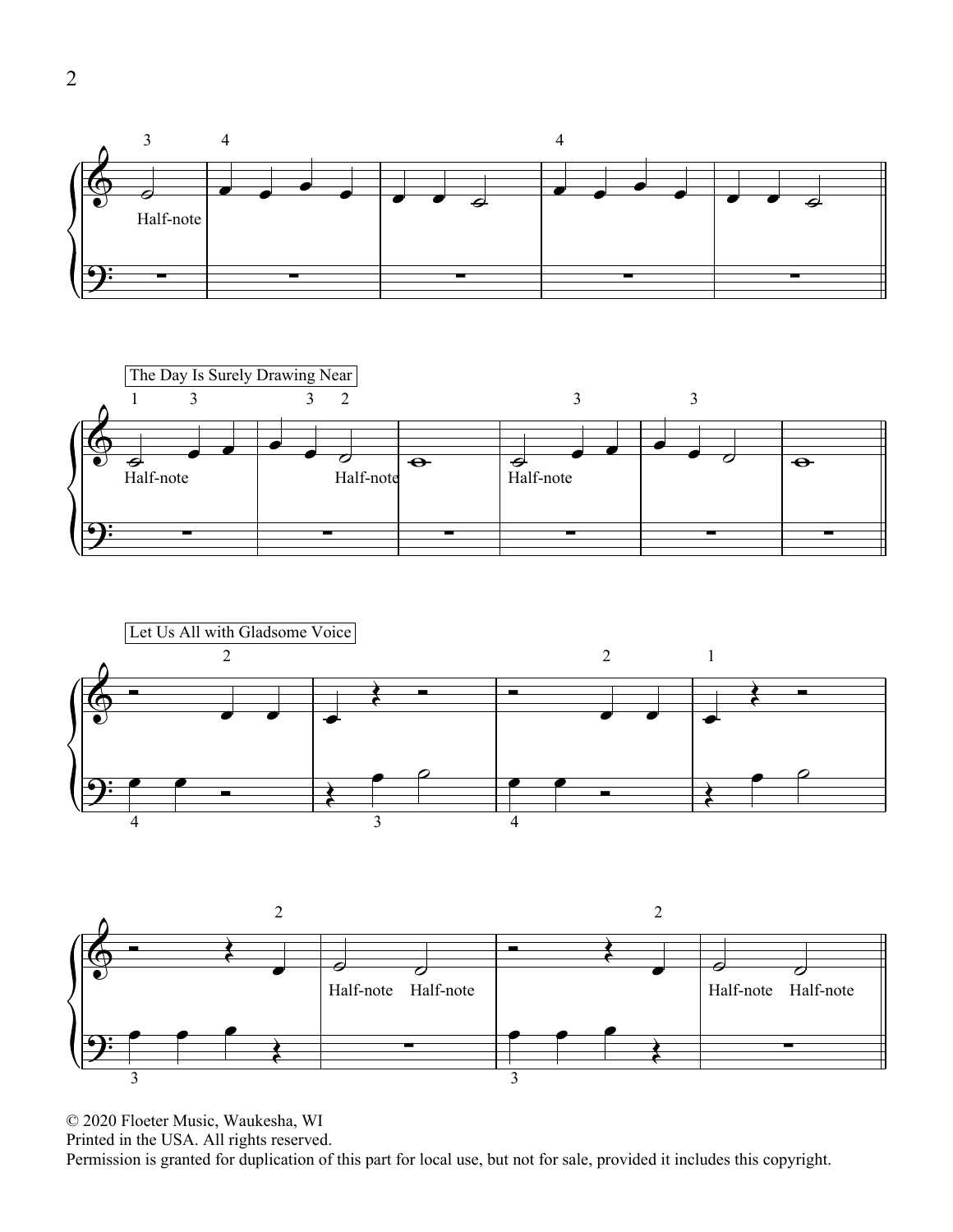The Day Is Surely Drawing Near

Let Us All with Gladsome Voice

© 2020 Floeter Music, Waukesha, WI
Printed in the USA. All rights reserved.
Permission is granted for duplication of this part for local use, but not for sale, provided it includes this copyright.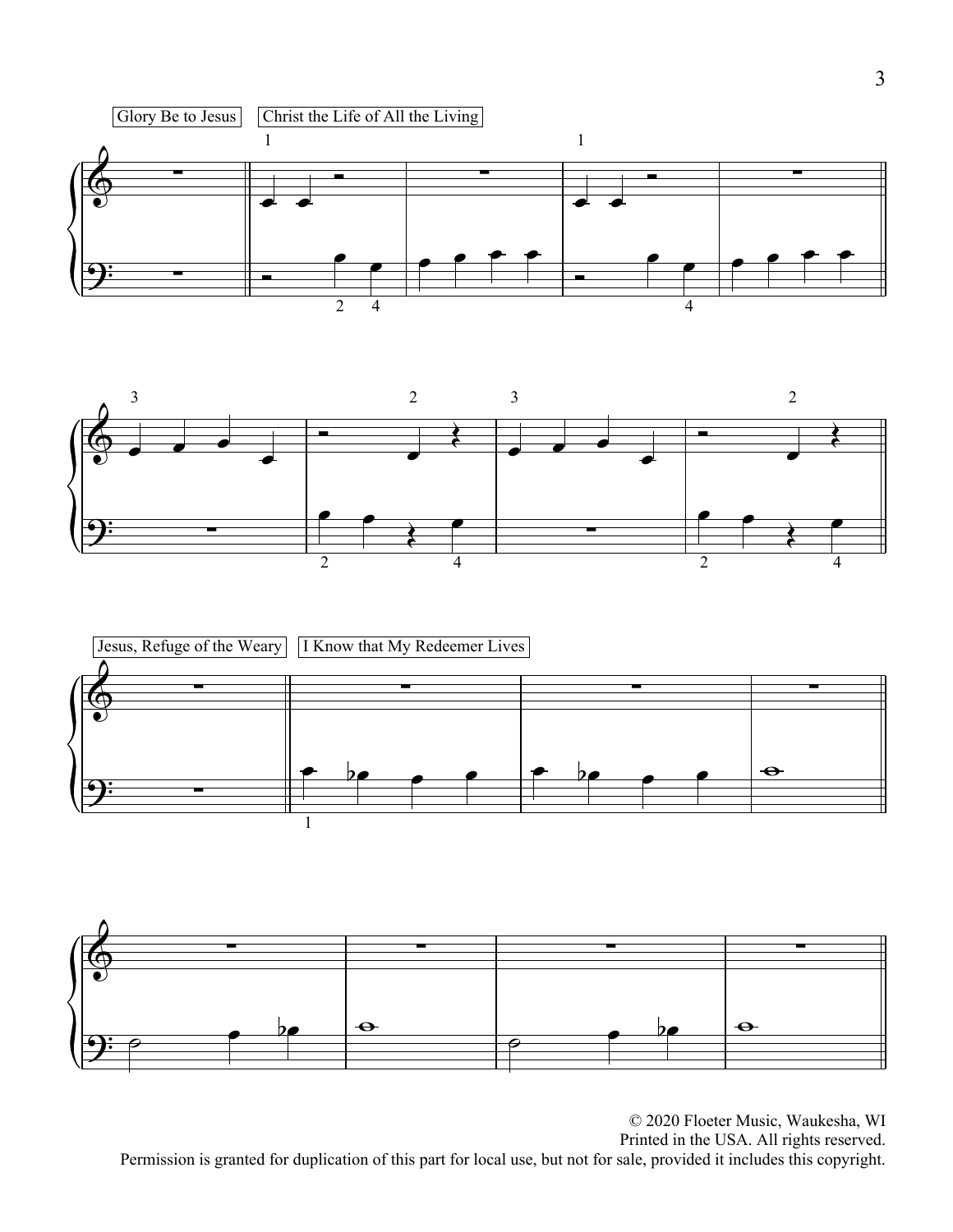Glory Be to Jesus

Christ the Life of All the Living

Jesus, Refuge of the Weary

I Know that My Redeemer Lives

© 2020 Floeter Music, Waukesha, WI
Printed in the USA. All rights reserved.
Permission is granted for duplication of this part for local use, but not for sale, provided it includes this copyright.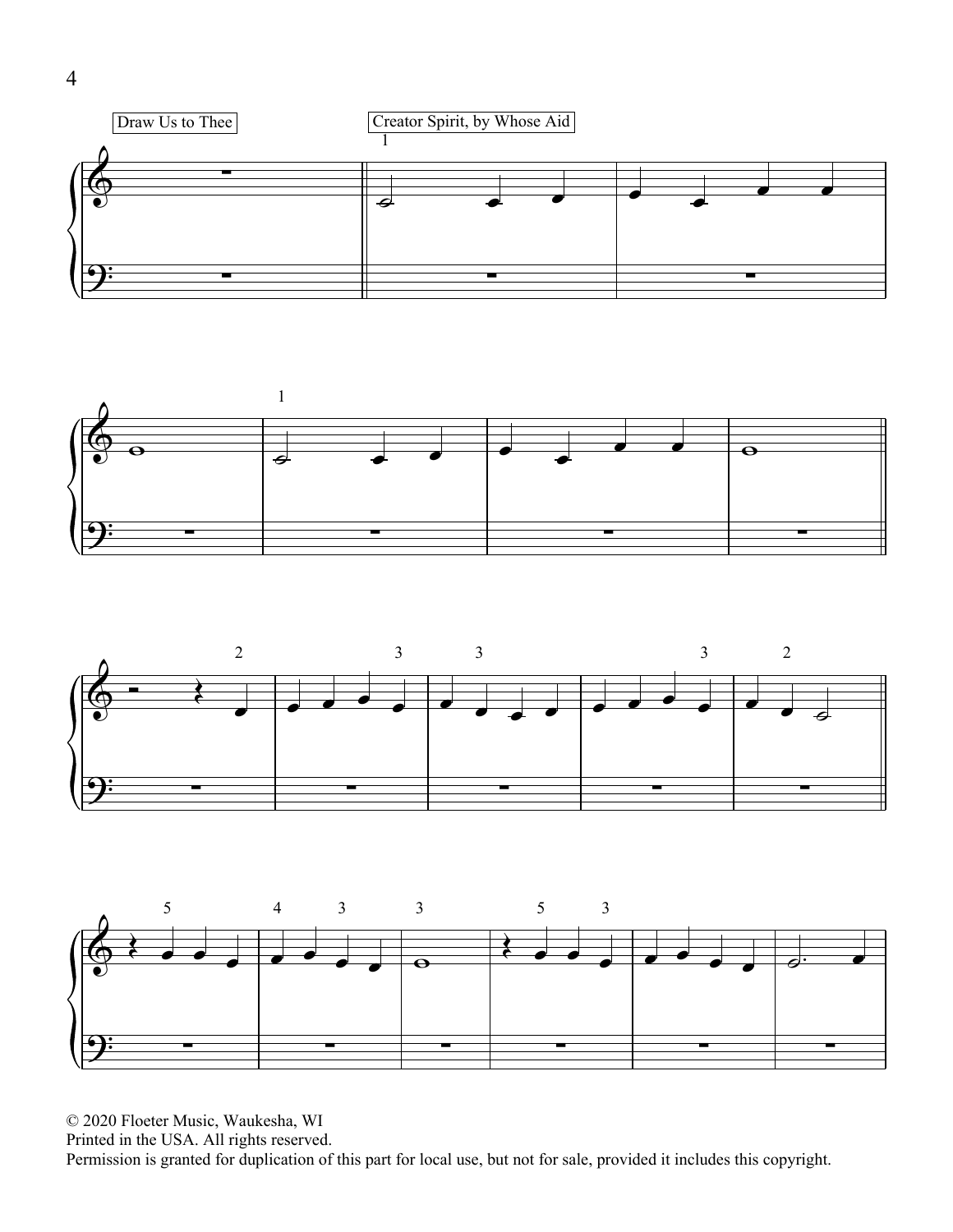Draw Us to Thee

Creator Spirit, by Whose Aid

© 2020 Floeter Music, Waukesha, WI
Printed in the USA. All rights reserved.
Permission is granted for duplication of this part for local use, but not for sale, provided it includes this copyright.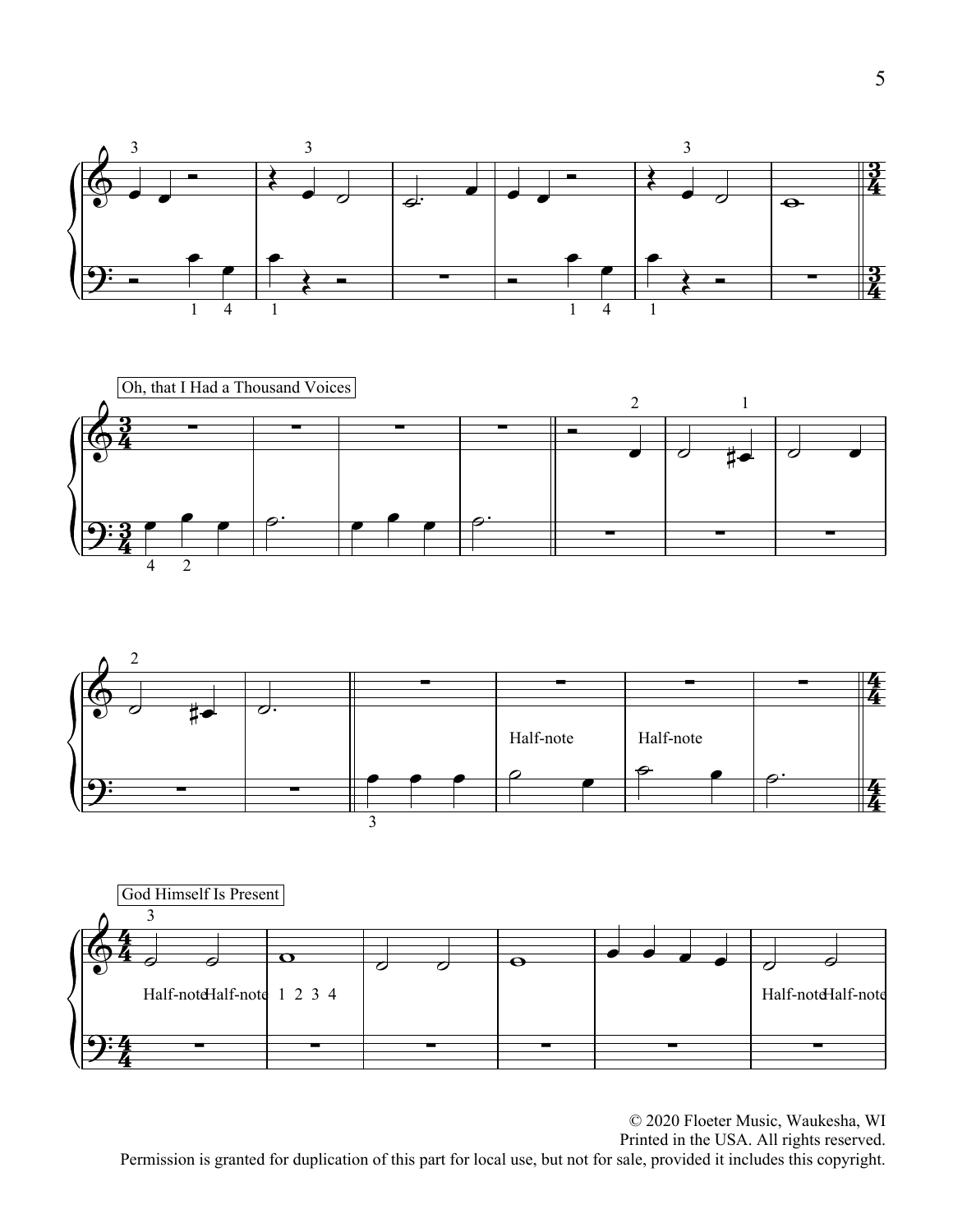Oh, that I Had a Thousand Voices

God Himself Is Present

© 2020 Floeter Music, Waukesha, WI
Printed in the USA. All rights reserved.
Permission is granted for duplication of this part for local use, but not for sale, provided it includes this copyright.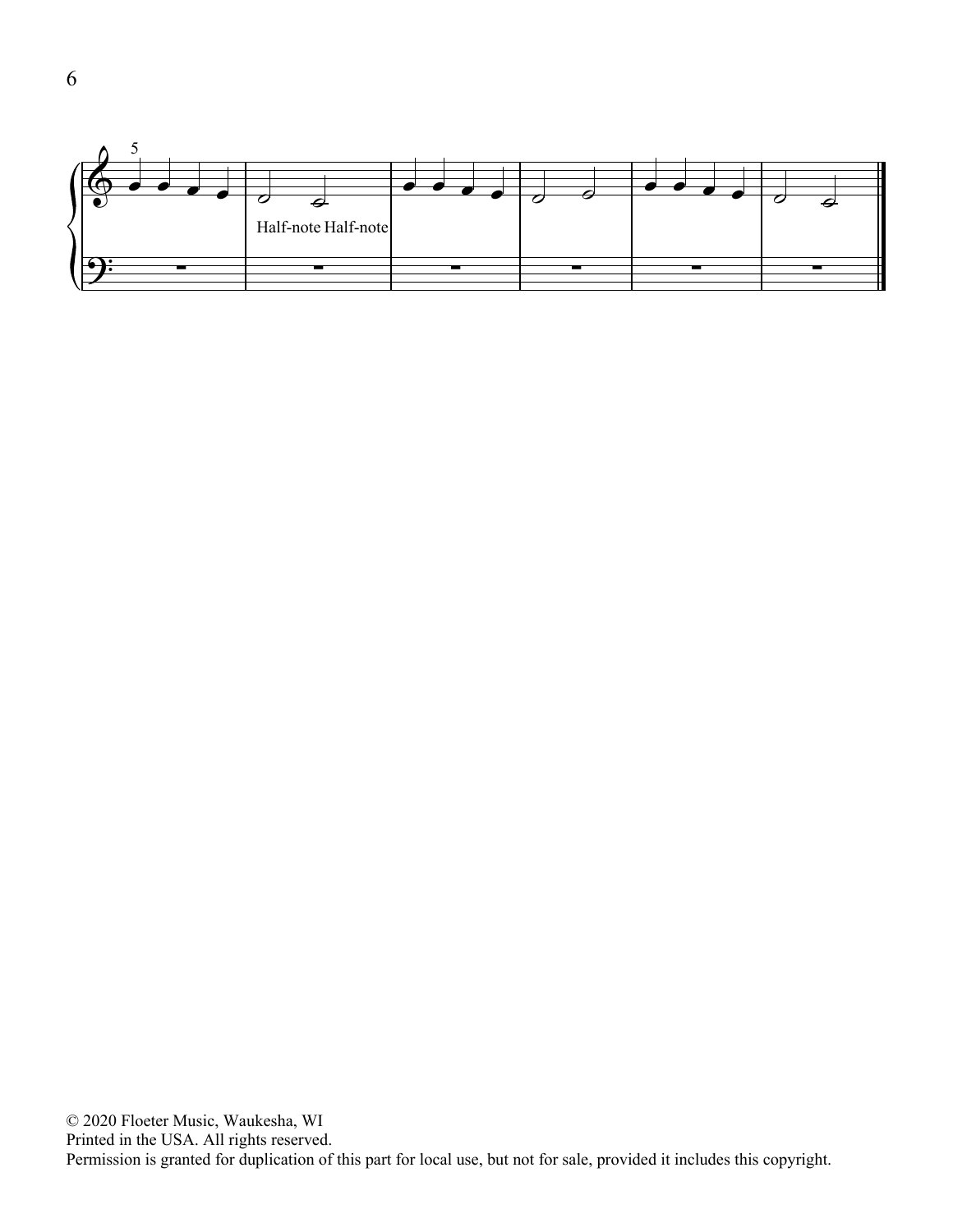Half-note Half-note

© 2020 Floeter Music, Waukesha, WI
Printed in the USA. All rights reserved.
Permission is granted for duplication of this part for local use, but not for sale, provided it includes this copyright.